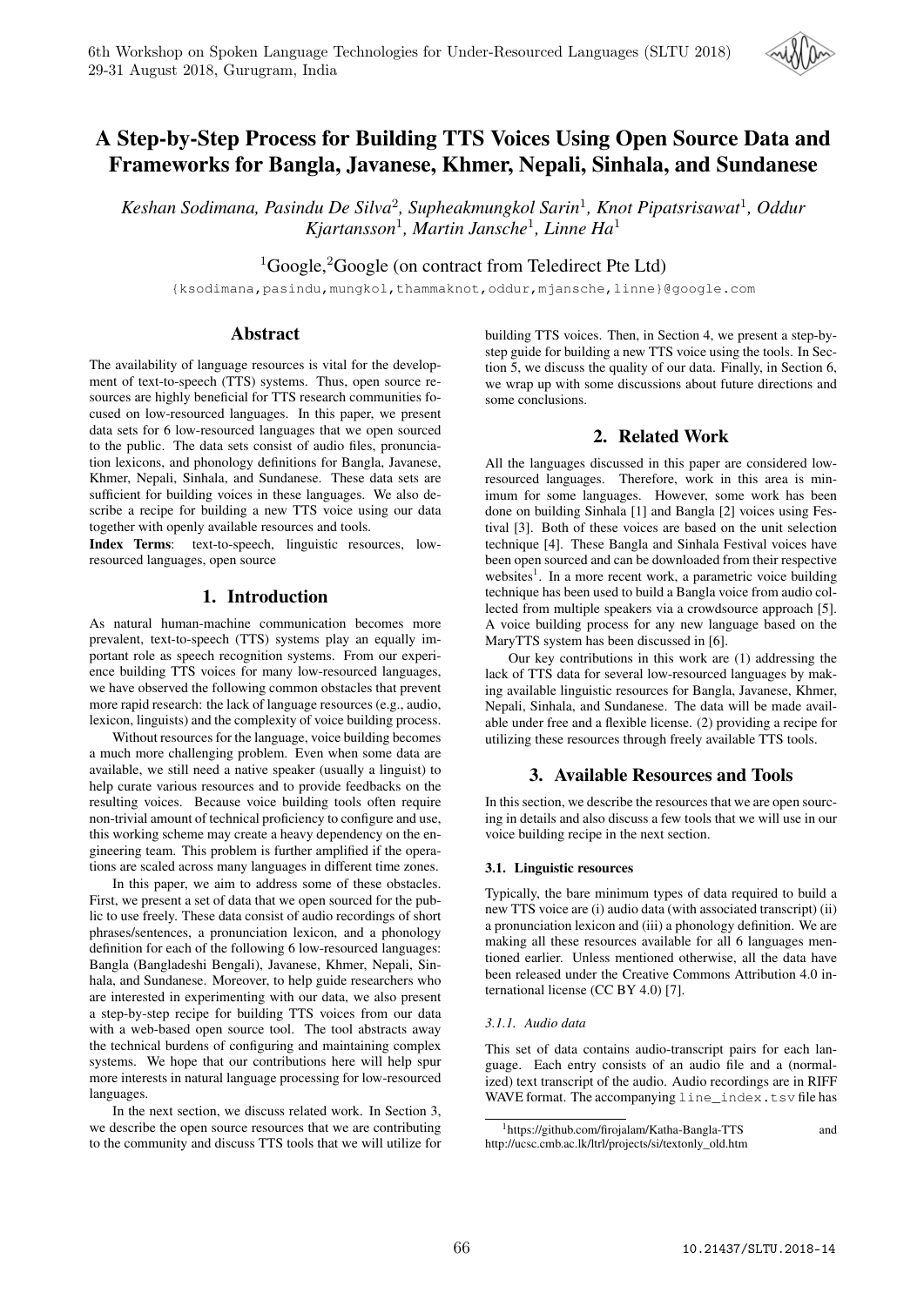# A Step-by-Step Process for Building TTS Voices Using Open Source Data and Frameworks for Bangla, Javanese, Khmer, Nepali, Sinhala, and Sundanese

*Keshan Sodimana, Pasindu De Silva[2], Supheakmungkol Sarin[1], Knot Pipatsrisawat[1], Oddur Kjartansson[1], Martin Jansche[1], Linne Ha[1]*

[1]Google,[2]Google (on contract from Teledirect Pte Ltd)

{ksodimana,pasindu,mungkol,thammaknot,oddur,mjansche,linne}@google.com

## Abstract

The availability of language resources is vital for the development of text-to-speech (TTS) systems. Thus, open source resources are highly beneficial for TTS research communities focused on low-resourced languages. In this paper, we present data sets for 6 low-resourced languages that we open sourced to the public. The data sets consist of audio files, pronunciation lexicons, and phonology definitions for Bangla, Javanese, Khmer, Nepali, Sinhala, and Sundanese. These data sets are sufficient for building voices in these languages. We also describe a recipe for building a new TTS voice using our data together with openly available resources and tools.

**Index Terms**: text-to-speech, linguistic resources, low-resourced languages, open source

## 1. Introduction

As natural human-machine communication becomes more prevalent, text-to-speech (TTS) systems play an equally important role as speech recognition systems. From our experience building TTS voices for many low-resourced languages, we have observed the following common obstacles that prevent more rapid research: the lack of language resources (e.g., audio, lexicon, linguists) and the complexity of voice building process.

Without resources for the language, voice building becomes a much more challenging problem. Even when some data are available, we still need a native speaker (usually a linguist) to help curate various resources and to provide feedbacks on the resulting voices. Because voice building tools often require non-trivial amount of technical proficiency to configure and use, this working scheme may create a heavy dependency on the engineering team. This problem is further amplified if the operations are scaled across many languages in different time zones.

In this paper, we aim to address some of these obstacles. First, we present a set of data that we open sourced for the public to use freely. These data consist of audio recordings of short phrases/sentences, a pronunciation lexicon, and a phonology definition for each of the following 6 low-resourced languages: Bangla (Bangladeshi Bengali), Javanese, Khmer, Nepali, Sinhala, and Sundanese. Moreover, to help guide researchers who are interested in experimenting with our data, we also present a step-by-step recipe for building TTS voices from our data with a web-based open source tool. The tool abstracts away the technical burdens of configuring and maintaining complex systems. We hope that our contributions here will help spur more interests in natural language processing for low-resourced languages.

In the next section, we discuss related work. In Section 3, we describe the open source resources that we are contributing to the community and discuss TTS tools that we will utilize for building TTS voices. Then, in Section 4, we present a step-by-step guide for building a new TTS voice using the tools. In Section 5, we discuss the quality of our data. Finally, in Section 6, we wrap up with some discussions about future directions and some conclusions.

## 2. Related Work

All the languages discussed in this paper are considered low-resourced languages. Therefore, work in this area is minimum for some languages. However, some work has been done on building Sinhala [1] and Bangla [2] voices using Festival [3]. Both of these voices are based on the unit selection technique [4]. These Bangla and Sinhala Festival voices have been open sourced and can be downloaded from their respective websites[1]. In a more recent work, a parametric voice building technique has been used to build a Bangla voice from audio collected from multiple speakers via a crowdsource approach [5]. A voice building process for any new language based on the MaryTTS system has been discussed in [6].

Our key contributions in this work are (1) addressing the lack of TTS data for several low-resourced languages by making available linguistic resources for Bangla, Javanese, Khmer, Nepali, Sinhala, and Sundanese. The data will be made available under free and a flexible license. (2) providing a recipe for utilizing these resources through freely available TTS tools.

## 3. Available Resources and Tools

In this section, we describe the resources that we are open sourcing in details and also discuss a few tools that we will use in our voice building recipe in the next section.

### 3.1. Linguistic resources

Typically, the bare minimum types of data required to build a new TTS voice are (i) audio data (with associated transcript) (ii) a pronunciation lexicon and (iii) a phonology definition. We are making all these resources available for all 6 languages mentioned earlier. Unless mentioned otherwise, all the data have been released under the Creative Commons Attribution 4.0 international license (CC BY 4.0) [7].

#### 3.1.1. Audio data

This set of data contains audio-transcript pairs for each language. Each entry consists of an audio file and a (normalized) text transcript of the audio. Audio recordings are in RIFF WAVE format. The accompanying `line_index.tsv` file has

[1]https://github.com/firojalam/Katha-Bangla-TTS and http://ucsc.cmb.ac.lk/ltrl/projects/si/textonly_old.htm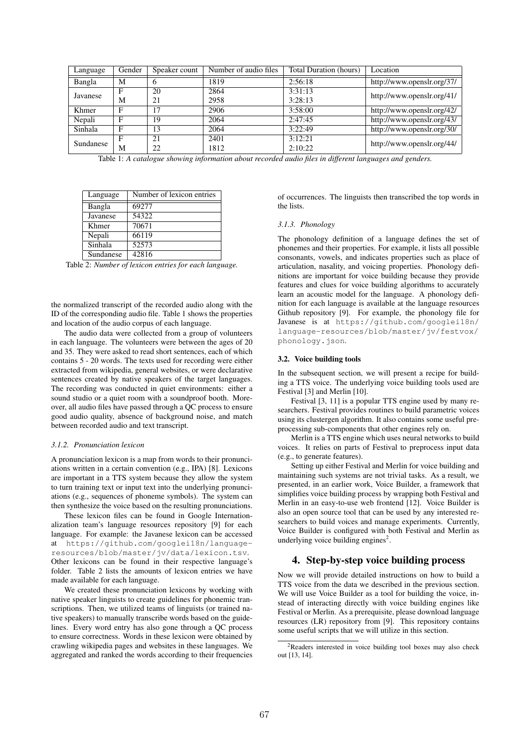| Language | Gender | Speaker count | Number of audio files | Total Duration (hours) | Location |
|---|---|---|---|---|---|
| Bangla | M | 6 | 1819 | 2:56:18 | http://www.openslr.org/37/ |
| Javanese | F | 20 | 2864 | 3:31:13 | http://www.openslr.org/41/ |
| | M | 21 | 2958 | 3:28:13 | |
| Khmer | F | 17 | 2906 | 3:58:00 | http://www.openslr.org/42/ |
| Nepali | F | 19 | 2064 | 2:47:45 | http://www.openslr.org/43/ |
| Sinhala | F | 13 | 2064 | 3:22:49 | http://www.openslr.org/30/ |
| Sundanese | F | 21 | 2401 | 3:12:21 | http://www.openslr.org/44/ |
| | M | 22 | 1812 | 2:10:22 | |

Table 1: *A catalogue showing information about recorded audio files in different languages and genders.*

| Language | Number of lexicon entries |
|---|---|
| Bangla | 69277 |
| Javanese | 54322 |
| Khmer | 70671 |
| Nepali | 66119 |
| Sinhala | 52573 |
| Sundanese | 42816 |

Table 2: *Number of lexicon entries for each language.*

the normalized transcript of the recorded audio along with the ID of the corresponding audio file. Table 1 shows the properties and location of the audio corpus of each language.

The audio data were collected from a group of volunteers in each language. The volunteers were between the ages of 20 and 35. They were asked to read short sentences, each of which contains 5 - 20 words. The texts used for recording were either extracted from wikipedia, general websites, or were declarative sentences created by native speakers of the target languages. The recording was conducted in quiet environments: either a sound studio or a quiet room with a soundproof booth. Moreover, all audio files have passed through a QC process to ensure good audio quality, absence of background noise, and match between recorded audio and text transcript.

#### 3.1.2. Pronunciation lexicon

A pronunciation lexicon is a map from words to their pronunciations written in a certain convention (e.g., IPA) [8]. Lexicons are important in a TTS system because they allow the system to turn training text or input text into the underlying pronunciations (e.g., sequences of phoneme symbols). The system can then synthesize the voice based on the resulting pronunciations.

These lexicon files can be found in Google Internationalization team's language resources repository [9] for each language. For example: the Javanese lexicon can be accessed at `https://github.com/googlei18n/language-resources/blob/master/jv/data/lexicon.tsv`. Other lexicons can be found in their respective language's folder. Table 2 lists the amounts of lexicon entries we have made available for each language.

We created these pronunciation lexicons by working with native speaker linguists to create guidelines for phonemic transcriptions. Then, we utilized teams of linguists (or trained native speakers) to manually transcribe words based on the guidelines. Every word entry has also gone through a QC process to ensure correctness. Words in these lexicon were obtained by crawling wikipedia pages and websites in these languages. We aggregated and ranked the words according to their frequencies of occurrences. The linguists then transcribed the top words in the lists.

#### 3.1.3. Phonology

The phonology definition of a language defines the set of phonemes and their properties. For example, it lists all possible consonants, vowels, and indicates properties such as place of articulation, nasality, and voicing properties. Phonology definitions are important for voice building because they provide features and clues for voice building algorithms to accurately learn an acoustic model for the language. A phonology definition for each language is available at the language resources Github repository [9]. For example, the phonology file for Javanese is at `https://github.com/googlei18n/language-resources/blob/master/jv/festvox/phonology.json`.

### 3.2. Voice building tools

In the subsequent section, we will present a recipe for building a TTS voice. The underlying voice building tools used are Festival [3] and Merlin [10].

Festival [3, 11] is a popular TTS engine used by many researchers. Festival provides routines to build parametric voices using its clustergen algorithm. It also contains some useful preprocessing sub-components that other engines rely on.

Merlin is a TTS engine which uses neural networks to build voices. It relies on parts of Festival to preprocess input data (e.g., to generate features).

Setting up either Festival and Merlin for voice building and maintaining such systems are not trivial tasks. As a result, we presented, in an earlier work, Voice Builder, a framework that simplifies voice building process by wrapping both Festival and Merlin in an easy-to-use web frontend [12]. Voice Builder is also an open source tool that can be used by any interested researchers to build voices and manage experiments. Currently, Voice Builder is configured with both Festival and Merlin as underlying voice building engines[2].

## 4. Step-by-step voice building process

Now we will provide detailed instructions on how to build a TTS voice from the data we described in the previous section. We will use Voice Builder as a tool for building the voice, instead of interacting directly with voice building engines like Festival or Merlin. As a prerequisite, please download language resources (LR) repository from [9]. This repository contains some useful scripts that we will utilize in this section.

[2] Readers interested in voice building tool boxes may also check out [13, 14].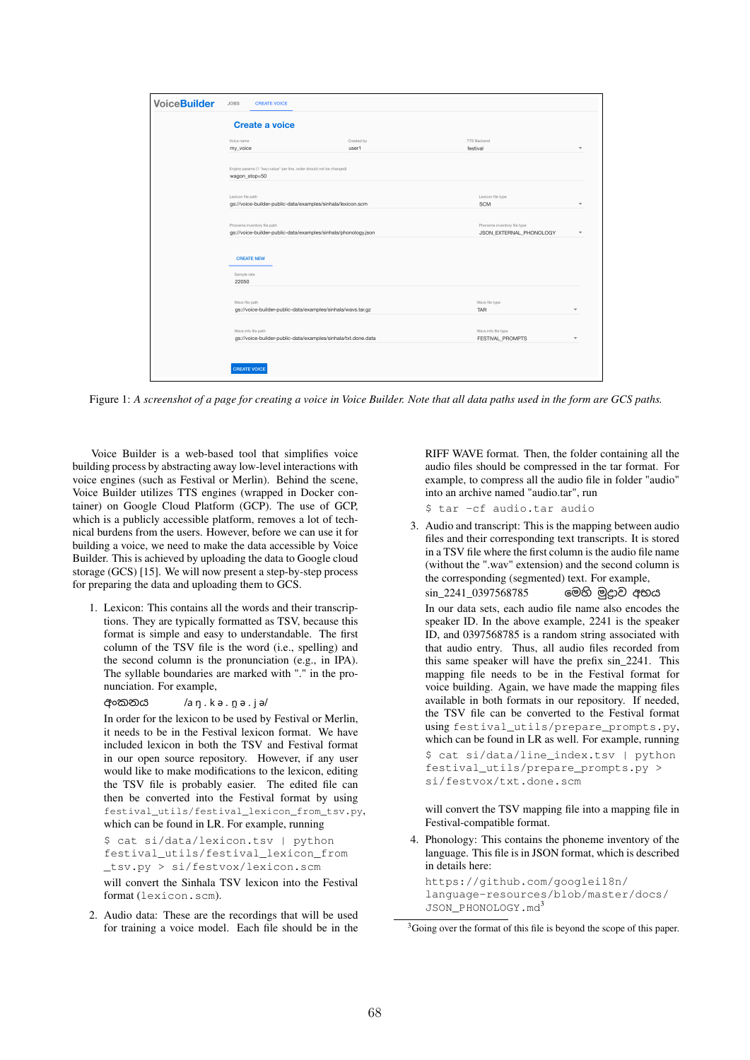Figure 1: *A screenshot of a page for creating a voice in Voice Builder. Note that all data paths used in the form are GCS paths.*

Voice Builder is a web-based tool that simplifies voice building process by abstracting away low-level interactions with voice engines (such as Festival or Merlin). Behind the scene, Voice Builder utilizes TTS engines (wrapped in Docker container) on Google Cloud Platform (GCP). The use of GCP, which is a publicly accessible platform, removes a lot of technical burdens from the users. However, before we can use it for building a voice, we need to make the data accessible by Voice Builder. This is achieved by uploading the data to Google cloud storage (GCS) [15]. We will now present a step-by-step process for preparing the data and uploading them to GCS.

1. Lexicon: This contains all the words and their transcriptions. They are typically formatted as TSV, because this format is simple and easy to understandable. The first column of the TSV file is the word (i.e., spelling) and the second column is the pronunciation (e.g., in IPA). The syllable boundaries are marked with "." in the pronunciation. For example,

   අංකනය    /a ŋ . k ə . ṇ ə . j ə/

   In order for the lexicon to be used by Festival or Merlin, it needs to be in the Festival lexicon format. We have included lexicon in both the TSV and Festival format in our open source repository. However, if any user would like to make modifications to the lexicon, editing the TSV file is probably easier. The edited file can then be converted into the Festival format by using `festival_utils/festival_lexicon_from_tsv.py`, which can be found in LR. For example, running

   ```
   $ cat si/data/lexicon.tsv | python
   festival_utils/festival_lexicon_from
   _tsv.py > si/festvox/lexicon.scm
   ```

   will convert the Sinhala TSV lexicon into the Festival format (`lexicon.scm`).

2. Audio data: These are the recordings that will be used for training a voice model. Each file should be in the RIFF WAVE format. Then, the folder containing all the audio files should be compressed in the tar format. For example, to compress all the audio file in folder "audio" into an archive named "audio.tar", run

   ```
   $ tar -cf audio.tar audio
   ```

3. Audio and transcript: This is the mapping between audio files and their corresponding text transcripts. It is stored in a TSV file where the first column is the audio file name (without the ".wav" extension) and the second column is the corresponding (segmented) text. For example,

   sin_2241_0397568785    මෙහි මුද්‍රාව අඟය

   In our data sets, each audio file name also encodes the speaker ID. In the above example, 2241 is the speaker ID, and 0397568785 is a random string associated with that audio entry. Thus, all audio files recorded from this same speaker will have the prefix sin_2241. This mapping file needs to be in the Festival format for voice building. Again, we have made the mapping files available in both formats in our repository. If needed, the TSV file can be converted to the Festival format using `festival_utils/prepare_prompts.py`, which can be found in LR as well. For example, running

   ```
   $ cat si/data/line_index.tsv | python
   festival_utils/prepare_prompts.py >
   si/festvox/txt.done.scm
   ```

   will convert the TSV mapping file into a mapping file in Festival-compatible format.

4. Phonology: This contains the phoneme inventory of the language. This file is in JSON format, which is described in details here:

   `https://github.com/googlei18n/language-resources/blob/master/docs/JSON_PHONOLOGY.md`[3]

[3] Going over the format of this file is beyond the scope of this paper.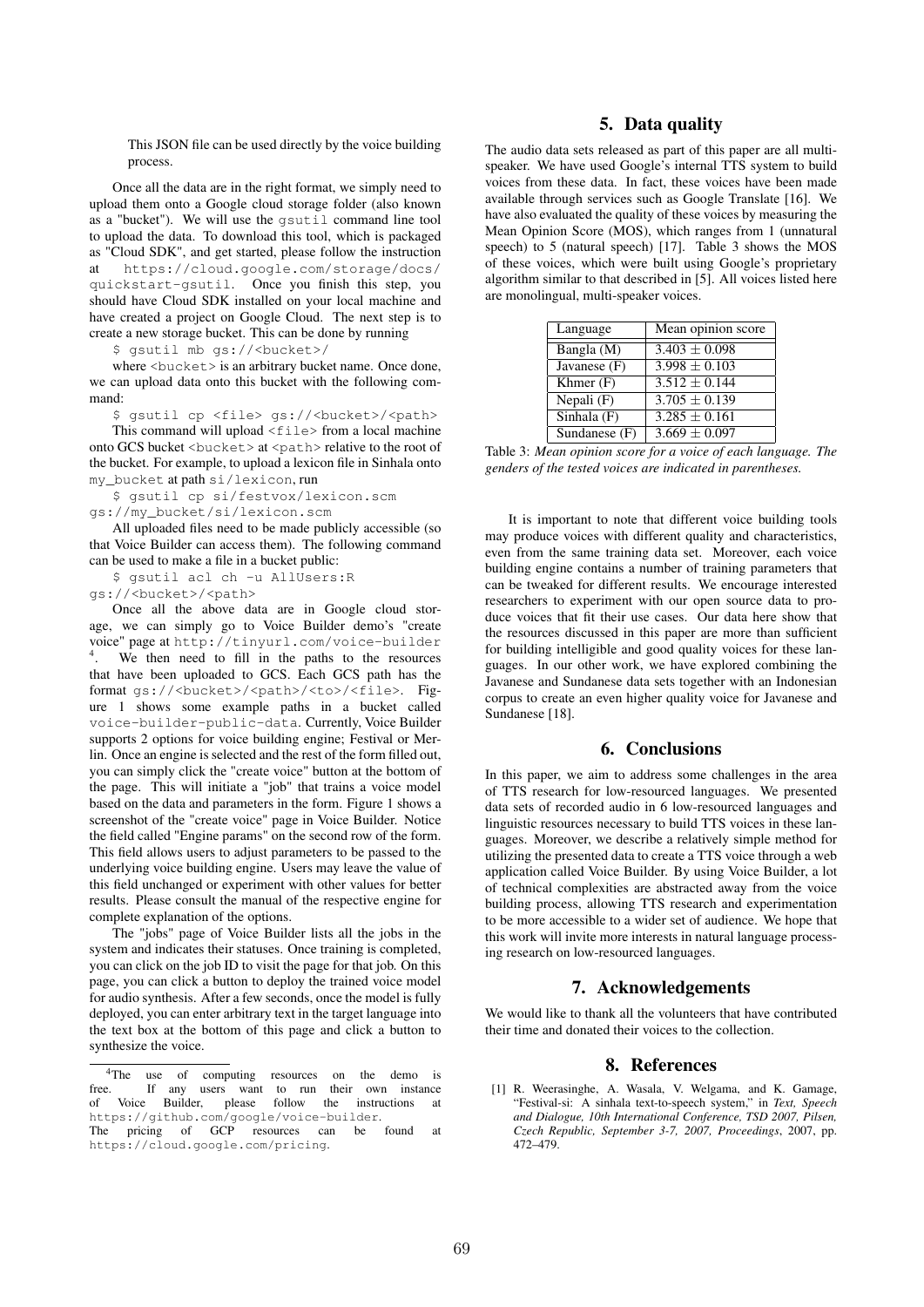This JSON file can be used directly by the voice building process.

Once all the data are in the right format, we simply need to upload them onto a Google cloud storage folder (also known as a "bucket"). We will use the `gsutil` command line tool to upload the data. To download this tool, which is packaged as "Cloud SDK", and get started, please follow the instruction at https://cloud.google.com/storage/docs/quickstart-gsutil. Once you finish this step, you should have Cloud SDK installed on your local machine and have created a project on Google Cloud. The next step is to create a new storage bucket. This can be done by running

```
$ gsutil mb gs://<bucket>/
```

where `<bucket>` is an arbitrary bucket name. Once done, we can upload data onto this bucket with the following command:

```
$ gsutil cp <file> gs://<bucket>/<path>
```

This command will upload `<file>` from a local machine onto GCS bucket `<bucket>` at `<path>` relative to the root of the bucket. For example, to upload a lexicon file in Sinhala onto `my_bucket` at path `si/lexicon`, run

```
$ gsutil cp si/festvox/lexicon.scm gs://my_bucket/si/lexicon.scm
```

All uploaded files need to be made publicly accessible (so that Voice Builder can access them). The following command can be used to make a file in a bucket public:

```
$ gsutil acl ch -u AllUsers:R gs://<bucket>/<path>
```

Once all the above data are in Google cloud storage, we can simply go to Voice Builder demo's "create voice" page at http://tinyurl.com/voice-builder [4]. We then need to fill in the paths to the resources that have been uploaded to GCS. Each GCS path has the format `gs://<bucket>/<path>/<to>/<file>`. Figure 1 shows some example paths in a bucket called `voice-builder-public-data`. Currently, Voice Builder supports 2 options for voice building engine; Festival or Merlin. Once an engine is selected and the rest of the form filled out, you can simply click the "create voice" button at the bottom of the page. This will initiate a "job" that trains a voice model based on the data and parameters in the form. Figure 1 shows a screenshot of the "create voice" page in Voice Builder. Notice the field called "Engine params" on the second row of the form. This field allows users to adjust parameters to be passed to the underlying voice building engine. Users may leave the value of this field unchanged or experiment with other values for better results. Please consult the manual of the respective engine for complete explanation of the options.

The "jobs" page of Voice Builder lists all the jobs in the system and indicates their statuses. Once training is completed, you can click on the job ID to visit the page for that job. On this page, you can click a button to deploy the trained voice model for audio synthesis. After a few seconds, once the model is fully deployed, you can enter arbitrary text in the target language into the text box at the bottom of this page and click a button to synthesize the voice.

[4] The use of computing resources on the demo is free. If any users want to run their own instance of Voice Builder, please follow the instructions at https://github.com/google/voice-builder. The pricing of GCP resources can be found at https://cloud.google.com/pricing.

## 5. Data quality

The audio data sets released as part of this paper are all multi-speaker. We have used Google's internal TTS system to build voices from these data. In fact, these voices have been made available through services such as Google Translate [16]. We have also evaluated the quality of these voices by measuring the Mean Opinion Score (MOS), which ranges from 1 (unnatural speech) to 5 (natural speech) [17]. Table 3 shows the MOS of these voices, which were built using Google's proprietary algorithm similar to that described in [5]. All voices listed here are monolingual, multi-speaker voices.

| Language | Mean opinion score |
|---|---|
| Bangla (M) | $3.403 \pm 0.098$ |
| Javanese (F) | $3.998 \pm 0.103$ |
| Khmer (F) | $3.512 \pm 0.144$ |
| Nepali (F) | $3.705 \pm 0.139$ |
| Sinhala (F) | $3.285 \pm 0.161$ |
| Sundanese (F) | $3.669 \pm 0.097$ |

Table 3: *Mean opinion score for a voice of each language. The genders of the tested voices are indicated in parentheses.*

It is important to note that different voice building tools may produce voices with different quality and characteristics, even from the same training data set. Moreover, each voice building engine contains a number of training parameters that can be tweaked for different results. We encourage interested researchers to experiment with our open source data to produce voices that fit their use cases. Our data here show that the resources discussed in this paper are more than sufficient for building intelligible and good quality voices for these languages. In our other work, we have explored combining the Javanese and Sundanese data sets together with an Indonesian corpus to create an even higher quality voice for Javanese and Sundanese [18].

## 6. Conclusions

In this paper, we aim to address some challenges in the area of TTS research for low-resourced languages. We presented data sets of recorded audio in 6 low-resourced languages and linguistic resources necessary to build TTS voices in these languages. Moreover, we describe a relatively simple method for utilizing the presented data to create a TTS voice through a web application called Voice Builder. By using Voice Builder, a lot of technical complexities are abstracted away from the voice building process, allowing TTS research and experimentation to be more accessible to a wider set of audience. We hope that this work will invite more interests in natural language processing research on low-resourced languages.

## 7. Acknowledgements

We would like to thank all the volunteers that have contributed their time and donated their voices to the collection.

## 8. References

[1] R. Weerasinghe, A. Wasala, V. Welgama, and K. Gamage, "Festival-si: A sinhala text-to-speech system," in *Text, Speech and Dialogue, 10th International Conference, TSD 2007, Pilsen, Czech Republic, September 3-7, 2007, Proceedings*, 2007, pp. 472–479.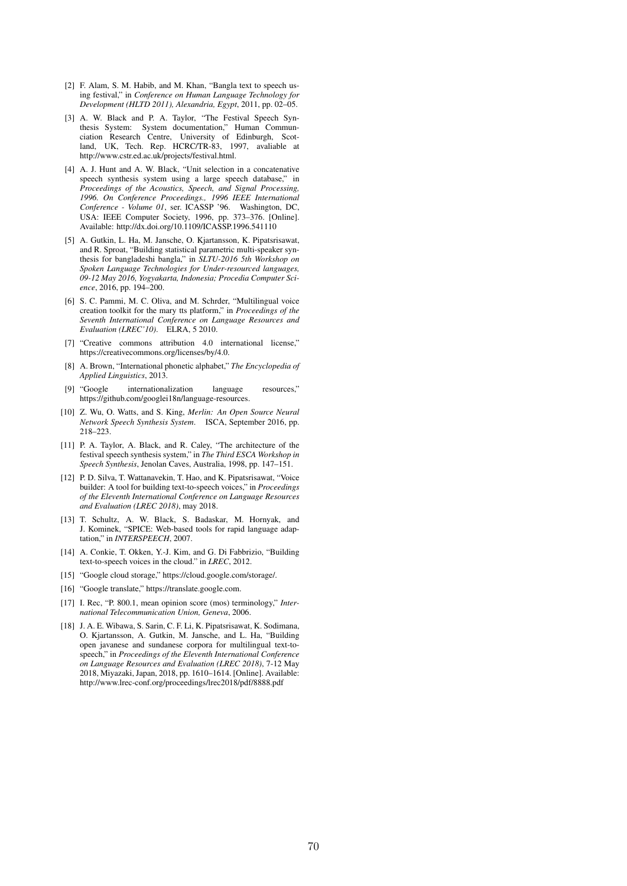[2] F. Alam, S. M. Habib, and M. Khan, "Bangla text to speech using festival," in *Conference on Human Language Technology for Development (HLTD 2011), Alexandria, Egypt*, 2011, pp. 02–05.

[3] A. W. Black and P. A. Taylor, "The Festival Speech Synthesis System: System documentation," Human Communciation Research Centre, University of Edinburgh, Scotland, UK, Tech. Rep. HCRC/TR-83, 1997, avaliable at http://www.cstr.ed.ac.uk/projects/festival.html.

[4] A. J. Hunt and A. W. Black, "Unit selection in a concatenative speech synthesis system using a large speech database," in *Proceedings of the Acoustics, Speech, and Signal Processing, 1996. On Conference Proceedings., 1996 IEEE International Conference - Volume 01*, ser. ICASSP '96. Washington, DC, USA: IEEE Computer Society, 1996, pp. 373–376. [Online]. Available: http://dx.doi.org/10.1109/ICASSP.1996.541110

[5] A. Gutkin, L. Ha, M. Jansche, O. Kjartansson, K. Pipatsrisawat, and R. Sproat, "Building statistical parametric multi-speaker synthesis for bangladeshi bangla," in *SLTU-2016 5th Workshop on Spoken Language Technologies for Under-resourced languages, 09-12 May 2016, Yogyakarta, Indonesia; Procedia Computer Science*, 2016, pp. 194–200.

[6] S. C. Pammi, M. C. Oliva, and M. Schrder, "Multilingual voice creation toolkit for the mary tts platform," in *Proceedings of the Seventh International Conference on Language Resources and Evaluation (LREC'10)*. ELRA, 5 2010.

[7] "Creative commons attribution 4.0 international license," https://creativecommons.org/licenses/by/4.0.

[8] A. Brown, "International phonetic alphabet," *The Encyclopedia of Applied Linguistics*, 2013.

[9] "Google internationalization language resources," https://github.com/googlei18n/language-resources.

[10] Z. Wu, O. Watts, and S. King, *Merlin: An Open Source Neural Network Speech Synthesis System*. ISCA, September 2016, pp. 218–223.

[11] P. A. Taylor, A. Black, and R. Caley, "The architecture of the festival speech synthesis system," in *The Third ESCA Workshop in Speech Synthesis*, Jenolan Caves, Australia, 1998, pp. 147–151.

[12] P. D. Silva, T. Wattanavekin, T. Hao, and K. Pipatsrisawat, "Voice builder: A tool for building text-to-speech voices," in *Proceedings of the Eleventh International Conference on Language Resources and Evaluation (LREC 2018)*, may 2018.

[13] T. Schultz, A. W. Black, S. Badaskar, M. Hornyak, and J. Kominek, "SPICE: Web-based tools for rapid language adaptation," in *INTERSPEECH*, 2007.

[14] A. Conkie, T. Okken, Y.-J. Kim, and G. Di Fabbrizio, "Building text-to-speech voices in the cloud." in *LREC*, 2012.

[15] "Google cloud storage," https://cloud.google.com/storage/.

[16] "Google translate," https://translate.google.com.

[17] I. Rec, "P. 800.1, mean opinion score (mos) terminology," *International Telecommunication Union, Geneva*, 2006.

[18] J. A. E. Wibawa, S. Sarin, C. F. Li, K. Pipatsrisawat, K. Sodimana, O. Kjartansson, A. Gutkin, M. Jansche, and L. Ha, "Building open javanese and sundanese corpora for multilingual text-to-speech," in *Proceedings of the Eleventh International Conference on Language Resources and Evaluation (LREC 2018)*, 7-12 May 2018, Miyazaki, Japan, 2018, pp. 1610–1614. [Online]. Available: http://www.lrec-conf.org/proceedings/lrec2018/pdf/8888.pdf